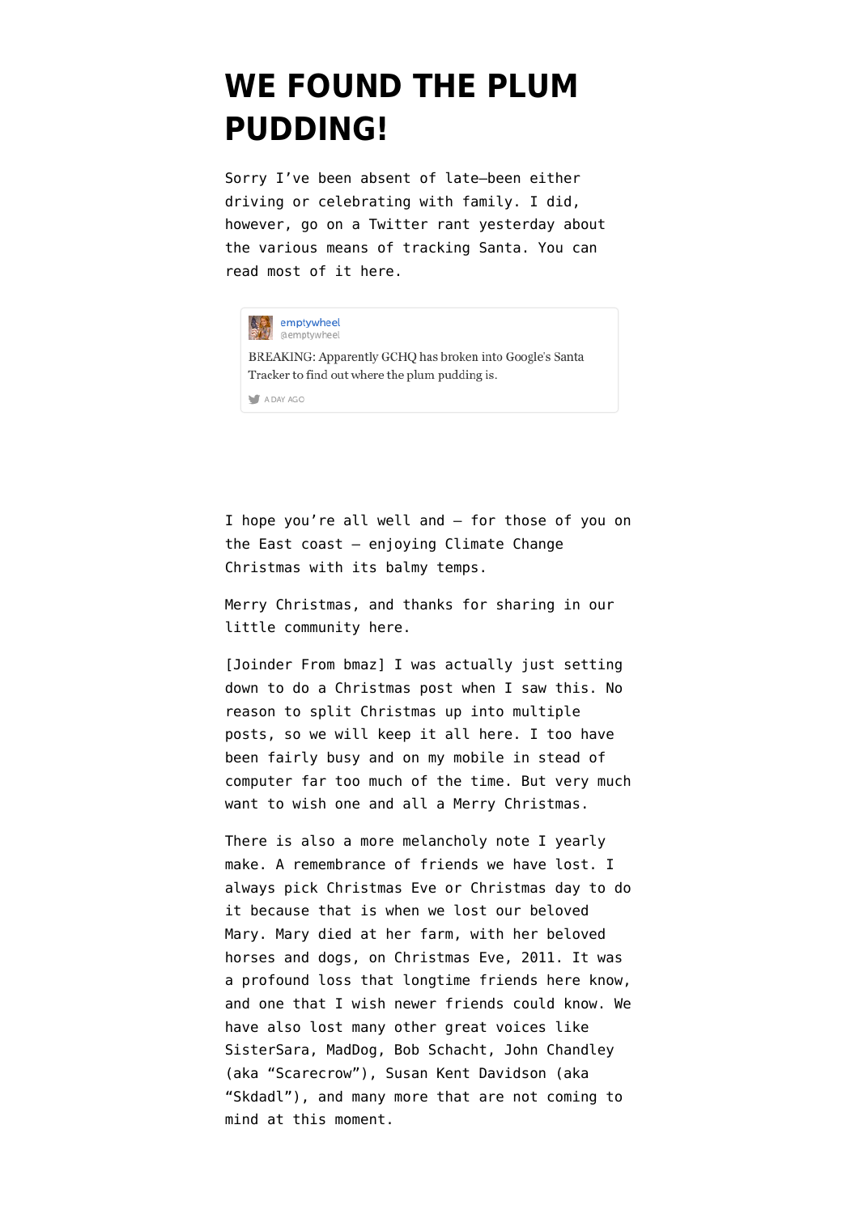# WE FOUND THE PLUM PUDDING!

Sorry I've been absent of late—been either driving or celebrating with family. I did, however, go on a Twitter rant yesterday about the various means of tracking Santa. You can read most of it here.

> emptywheel
> @emptywheel
>
> BREAKING: Apparently GCHQ has broken into Google's Santa Tracker to find out where the plum pudding is.
>
> A DAY AGO

I hope you're all well and — for those of you on the East coast — enjoying Climate Change Christmas with its balmy temps.

Merry Christmas, and thanks for sharing in our little community here.

[Joinder From bmaz] I was actually just setting down to do a Christmas post when I saw this. No reason to split Christmas up into multiple posts, so we will keep it all here. I too have been fairly busy and on my mobile in stead of computer far too much of the time. But very much want to wish one and all a Merry Christmas.

There is also a more melancholy note I yearly make. A remembrance of friends we have lost. I always pick Christmas Eve or Christmas day to do it because that is when we lost our beloved Mary. Mary died at her farm, with her beloved horses and dogs, on Christmas Eve, 2011. It was a profound loss that longtime friends here know, and one that I wish newer friends could know. We have also lost many other great voices like SisterSara, MadDog, Bob Schacht, John Chandley (aka "Scarecrow"), Susan Kent Davidson (aka "Skdadl"), and many more that are not coming to mind at this moment.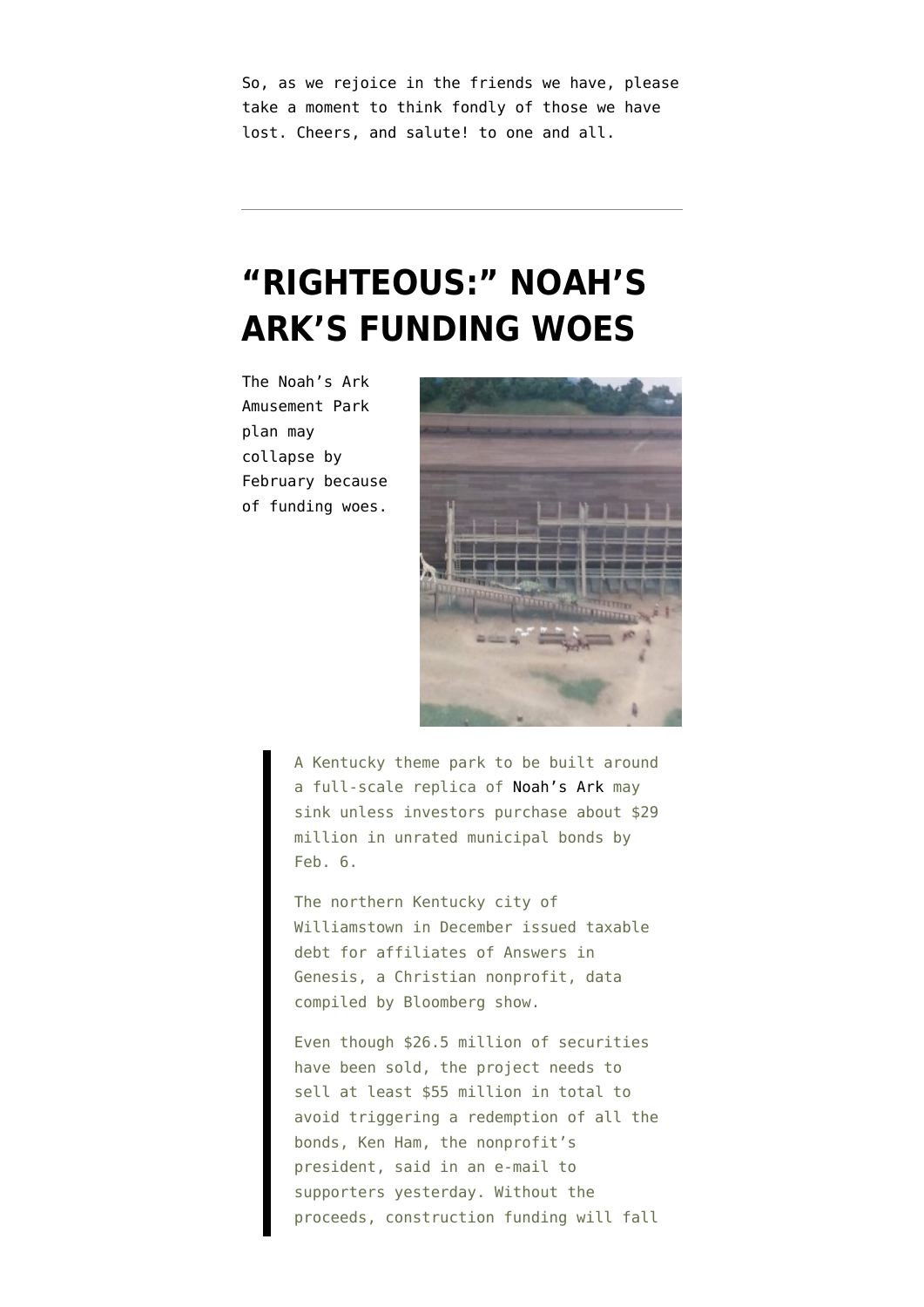So, as we rejoice in the friends we have, please take a moment to think fondly of those we have lost. Cheers, and salute! to one and all.

---

# "RIGHTEOUS:" NOAH'S ARK'S FUNDING WOES

The Noah's Ark Amusement Park plan may collapse by February because of funding woes.

> A Kentucky theme park to be built around a full-scale replica of Noah's Ark may sink unless investors purchase about $29 million in unrated municipal bonds by Feb. 6.
>
> The northern Kentucky city of Williamstown in December issued taxable debt for affiliates of Answers in Genesis, a Christian nonprofit, data compiled by Bloomberg show.
>
> Even though $26.5 million of securities have been sold, the project needs to sell at least $55 million in total to avoid triggering a redemption of all the bonds, Ken Ham, the nonprofit's president, said in an e-mail to supporters yesterday. Without the proceeds, construction funding will fall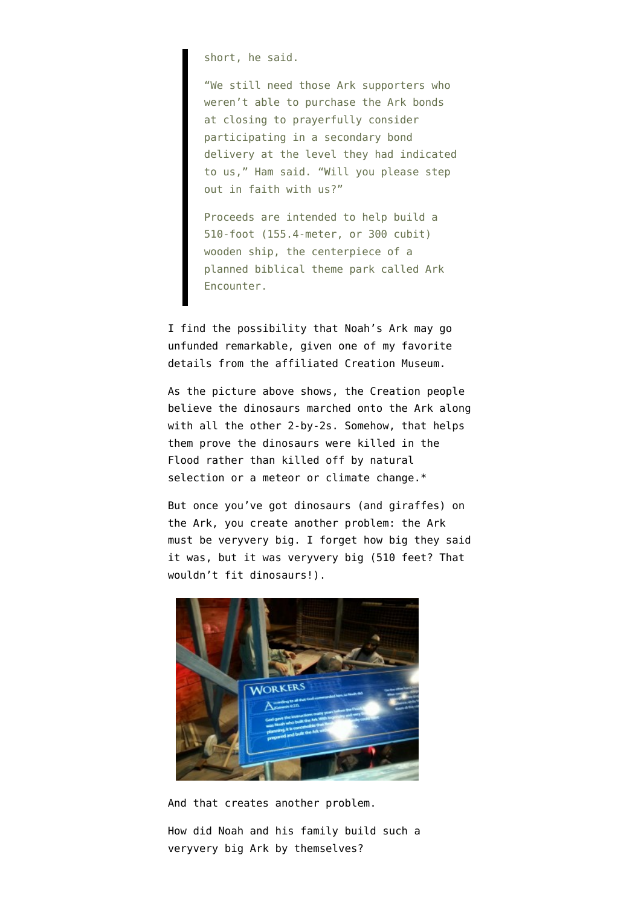> short, he said.
>
> "We still need those Ark supporters who weren't able to purchase the Ark bonds at closing to prayerfully consider participating in a secondary bond delivery at the level they had indicated to us," Ham said. "Will you please step out in faith with us?"
>
> Proceeds are intended to help build a 510-foot (155.4-meter, or 300 cubit) wooden ship, the centerpiece of a planned biblical theme park called Ark Encounter.

I find the possibility that Noah's Ark may go unfunded remarkable, given one of my favorite details from the affiliated Creation Museum.

As the picture above shows, the Creation people believe the dinosaurs marched onto the Ark along with all the other 2-by-2s. Somehow, that helps them prove the dinosaurs were killed in the Flood rather than killed off by natural selection or a meteor or climate change.*

But once you've got dinosaurs (and giraffes) on the Ark, you create another problem: the Ark must be veryvery big. I forget how big they said it was, but it was veryvery big (510 feet? That wouldn't fit dinosaurs!).

And that creates another problem.

How did Noah and his family build such a veryvery big Ark by themselves?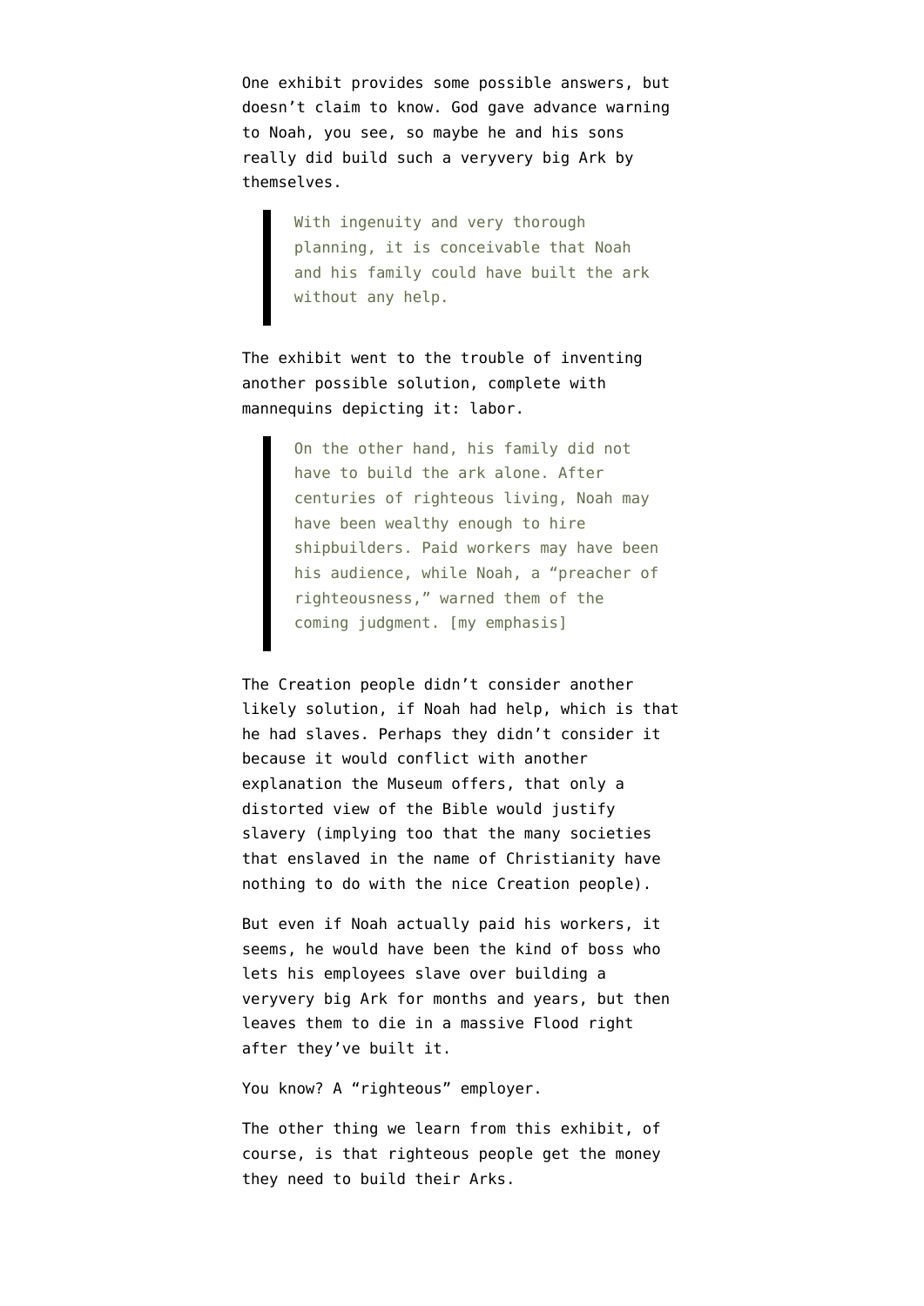One exhibit provides some possible answers, but doesn't claim to know. God gave advance warning to Noah, you see, so maybe he and his sons really did build such a veryvery big Ark by themselves.

> With ingenuity and very thorough planning, it is conceivable that Noah and his family could have built the ark without any help.

The exhibit went to the trouble of inventing another possible solution, complete with mannequins depicting it: labor.

> On the other hand, his family did not have to build the ark alone. After centuries of righteous living, Noah may have been wealthy enough to hire shipbuilders. Paid workers may have been his audience, while Noah, a "preacher of righteousness," warned them of the coming judgment. [my emphasis]

The Creation people didn't consider another likely solution, if Noah had help, which is that he had slaves. Perhaps they didn't consider it because it would conflict with another explanation the Museum offers, that only a distorted view of the Bible would justify slavery (implying too that the many societies that enslaved in the name of Christianity have nothing to do with the nice Creation people).

But even if Noah actually paid his workers, it seems, he would have been the kind of boss who lets his employees slave over building a veryvery big Ark for months and years, but then leaves them to die in a massive Flood right after they've built it.

You know? A "righteous" employer.

The other thing we learn from this exhibit, of course, is that righteous people get the money they need to build their Arks.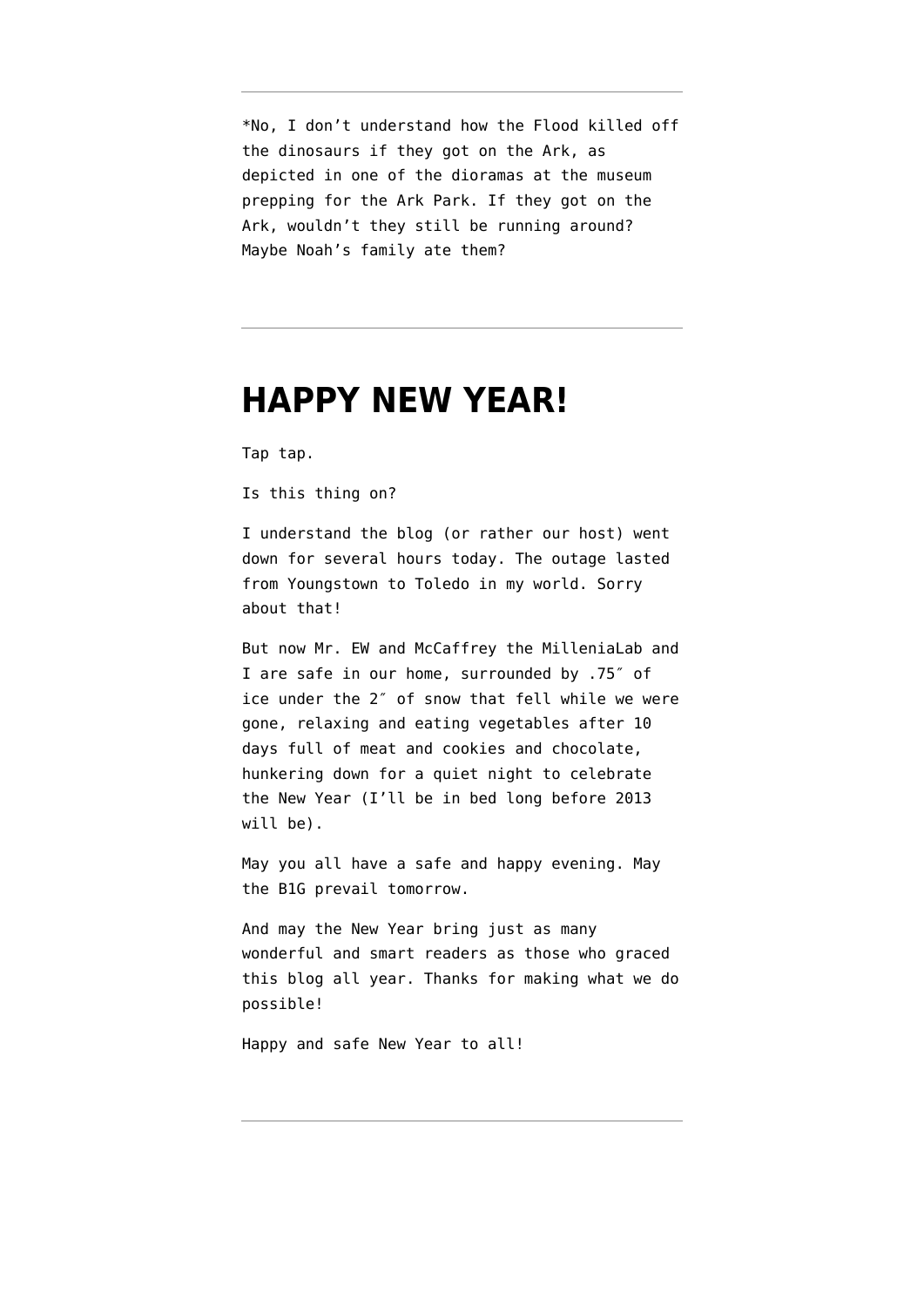---

*No, I don’t understand how the Flood killed off the dinosaurs if they got on the Ark, as depicted in one of the dioramas at the museum prepping for the Ark Park. If they got on the Ark, wouldn’t they still be running around? Maybe Noah’s family ate them?

---

# HAPPY NEW YEAR!

Tap tap.

Is this thing on?

I understand the blog (or rather our host) went down for several hours today. The outage lasted from Youngstown to Toledo in my world. Sorry about that!

But now Mr. EW and McCaffrey the MilleniaLab and I are safe in our home, surrounded by .75″ of ice under the 2″ of snow that fell while we were gone, relaxing and eating vegetables after 10 days full of meat and cookies and chocolate, hunkering down for a quiet night to celebrate the New Year (I’ll be in bed long before 2013 will be).

May you all have a safe and happy evening. May the B1G prevail tomorrow.

And may the New Year bring just as many wonderful and smart readers as those who graced this blog all year. Thanks for making what we do possible!

Happy and safe New Year to all!

---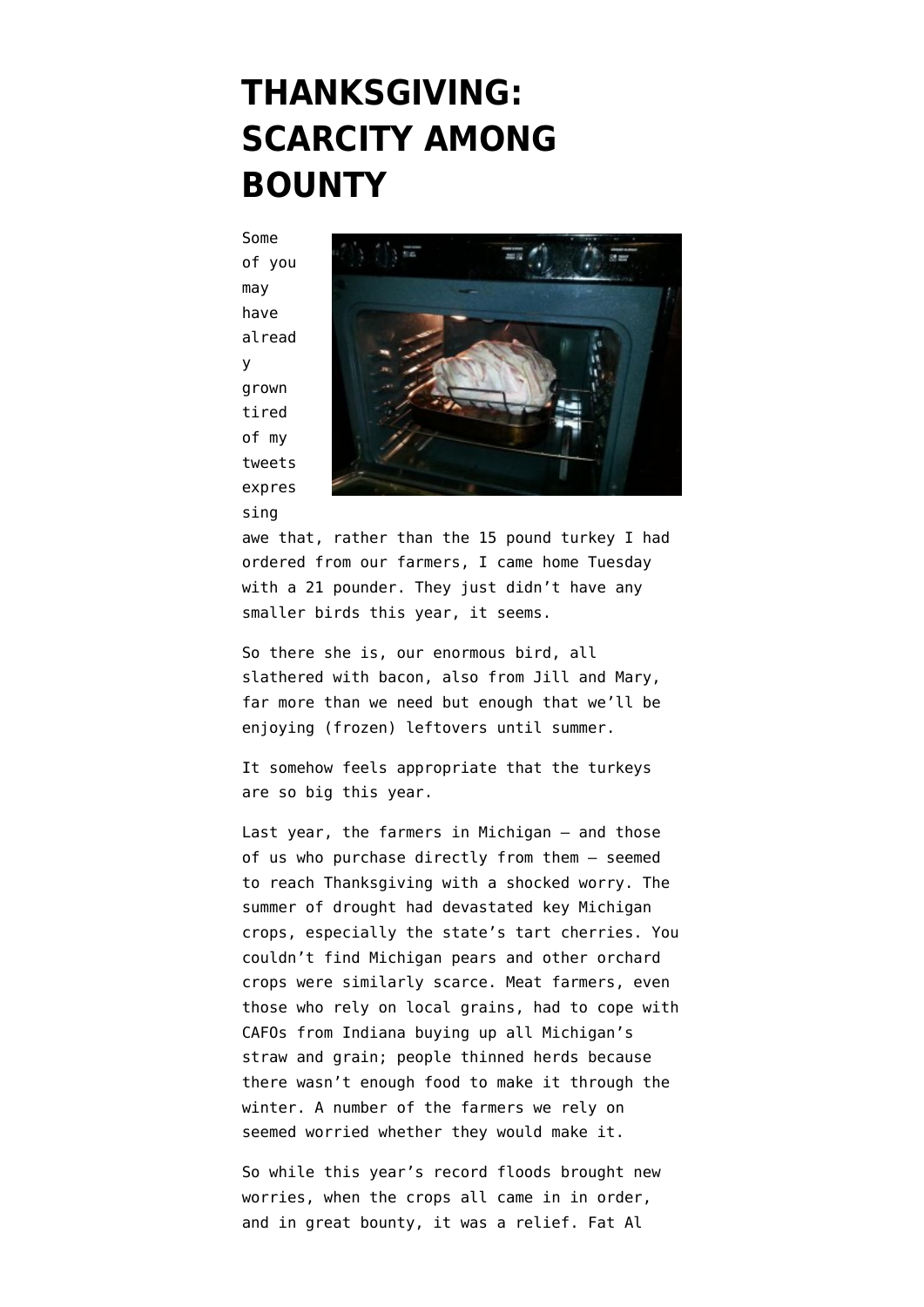# THANKSGIVING: SCARCITY AMONG BOUNTY

Some of you may have already grown tired of my tweets expressing awe that, rather than the 15 pound turkey I had ordered from our farmers, I came home Tuesday with a 21 pounder. They just didn't have any smaller birds this year, it seems.

So there she is, our enormous bird, all slathered with bacon, also from Jill and Mary, far more than we need but enough that we'll be enjoying (frozen) leftovers until summer.

It somehow feels appropriate that the turkeys are so big this year.

Last year, the farmers in Michigan — and those of us who purchase directly from them — seemed to reach Thanksgiving with a shocked worry. The summer of drought had devastated key Michigan crops, especially the state's tart cherries. You couldn't find Michigan pears and other orchard crops were similarly scarce. Meat farmers, even those who rely on local grains, had to cope with CAFOs from Indiana buying up all Michigan's straw and grain; people thinned herds because there wasn't enough food to make it through the winter. A number of the farmers we rely on seemed worried whether they would make it.

So while this year's record floods brought new worries, when the crops all came in in order, and in great bounty, it was a relief. Fat Al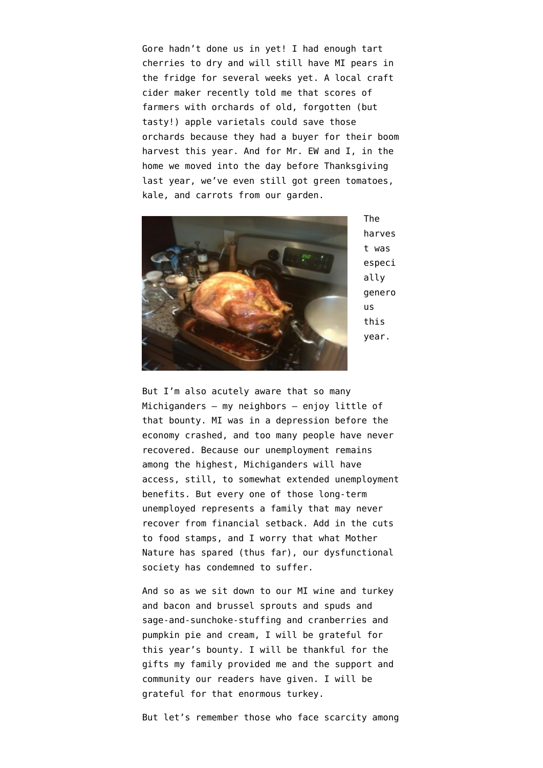Gore hadn't done us in yet! I had enough tart cherries to dry and will still have MI pears in the fridge for several weeks yet. A local craft cider maker recently told me that scores of farmers with orchards of old, forgotten (but tasty!) apple varietals could save those orchards because they had a buyer for their boom harvest this year. And for Mr. EW and I, in the home we moved into the day before Thanksgiving last year, we've even still got green tomatoes, kale, and carrots from our garden.

The harvest was especially generous this year.

But I'm also acutely aware that so many Michiganders — my neighbors — enjoy little of that bounty. MI was in a depression before the economy crashed, and too many people have never recovered. Because our unemployment remains among the highest, Michiganders will have access, still, to somewhat extended unemployment benefits. But every one of those long-term unemployed represents a family that may never recover from financial setback. Add in the cuts to food stamps, and I worry that what Mother Nature has spared (thus far), our dysfunctional society has condemned to suffer.

And so as we sit down to our MI wine and turkey and bacon and brussel sprouts and spuds and sage-and-sunchoke-stuffing and cranberries and pumpkin pie and cream, I will be grateful for this year's bounty. I will be thankful for the gifts my family provided me and the support and community our readers have given. I will be grateful for that enormous turkey.

But let's remember those who face scarcity among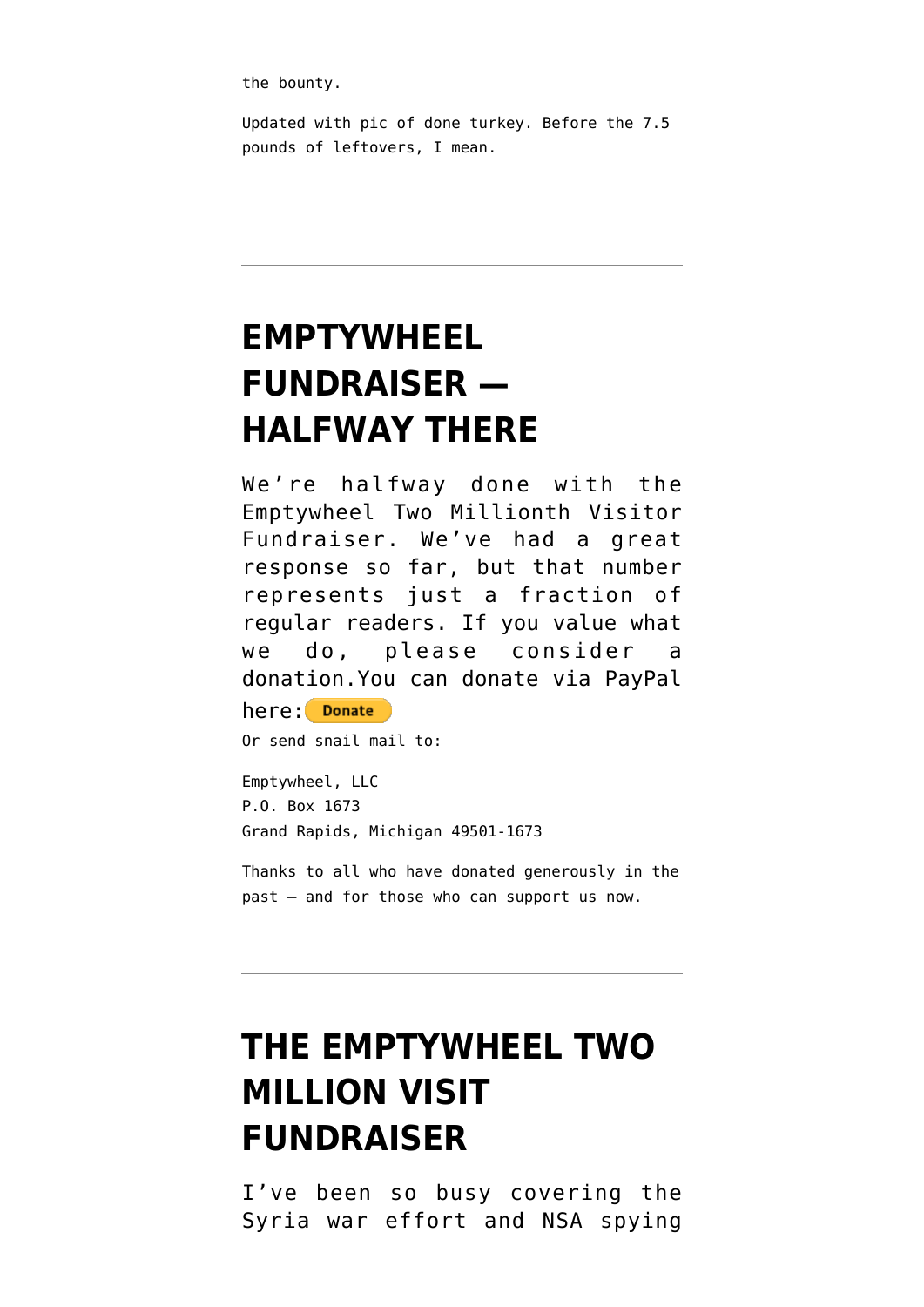the bounty.

Updated with pic of done turkey. Before the 7.5 pounds of leftovers, I mean.

---

# EMPTYWHEEL FUNDRAISER — HALFWAY THERE

We're halfway done with the Emptywheel Two Millionth Visitor Fundraiser. We've had a great response so far, but that number represents just a fraction of regular readers. If you value what we do, please consider a donation.You can donate via PayPal here: Donate

Or send snail mail to:

Emptywheel, LLC
P.O. Box 1673
Grand Rapids, Michigan 49501-1673

Thanks to all who have donated generously in the past — and for those who can support us now.

---

# THE EMPTYWHEEL TWO MILLION VISIT FUNDRAISER

I've been so busy covering the Syria war effort and NSA spying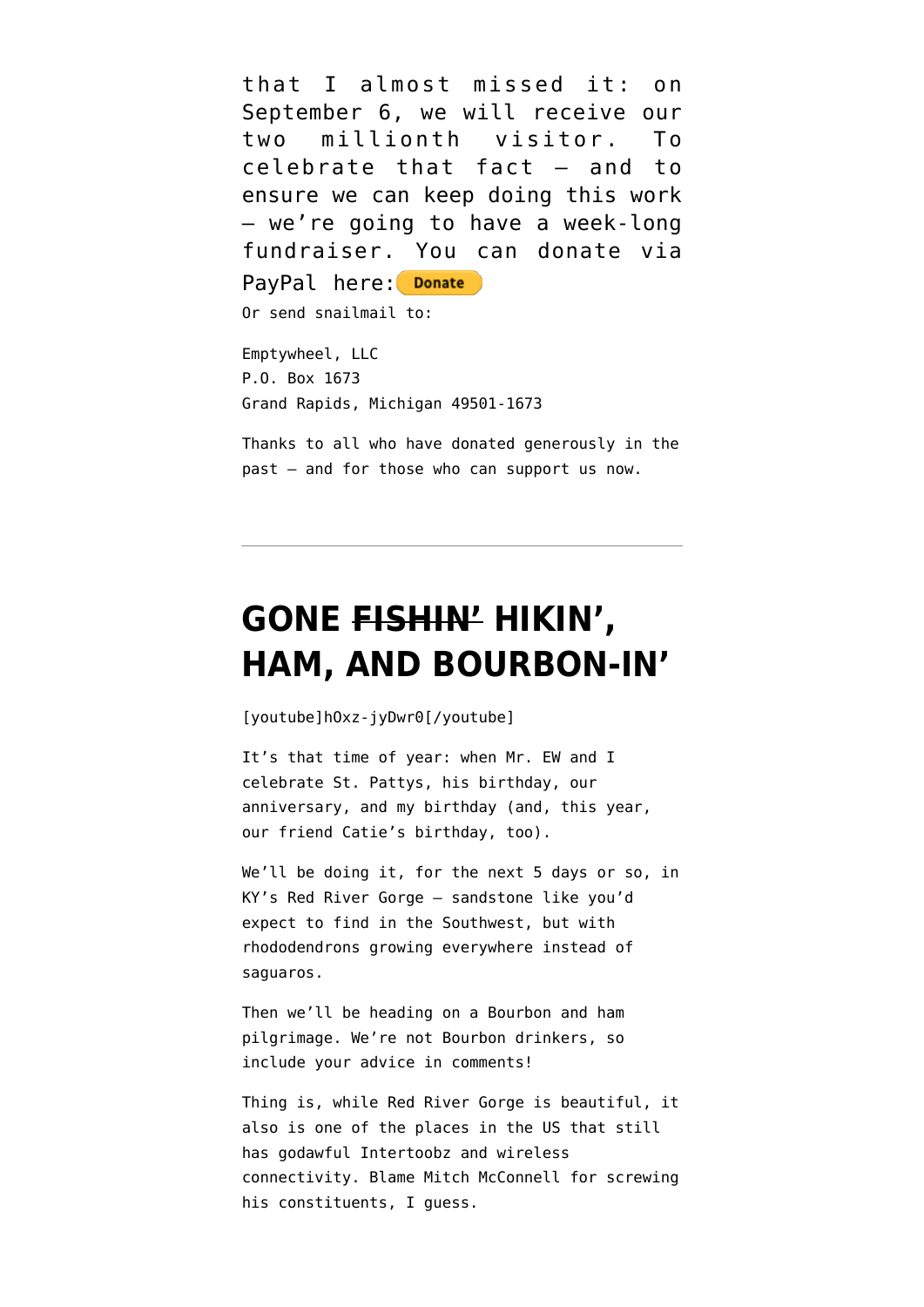that I almost missed it: on September 6, we will receive our two millionth visitor. To celebrate that fact — and to ensure we can keep doing this work — we're going to have a week-long fundraiser. You can donate via PayPal here: Donate

Or send snailmail to:

Emptywheel, LLC
P.O. Box 1673
Grand Rapids, Michigan 49501-1673

Thanks to all who have donated generously in the past — and for those who can support us now.

---

# GONE ~~FISHIN'~~ HIKIN', HAM, AND BOURBON-IN'

[youtube]hOxz-jyDwr0[/youtube]

It's that time of year: when Mr. EW and I celebrate St. Pattys, his birthday, our anniversary, and my birthday (and, this year, our friend Catie's birthday, too).

We'll be doing it, for the next 5 days or so, in KY's Red River Gorge — sandstone like you'd expect to find in the Southwest, but with rhododendrons growing everywhere instead of saguaros.

Then we'll be heading on a Bourbon and ham pilgrimage. We're not Bourbon drinkers, so include your advice in comments!

Thing is, while Red River Gorge is beautiful, it also is one of the places in the US that still has godawful Intertoobz and wireless connectivity. Blame Mitch McConnell for screwing his constituents, I guess.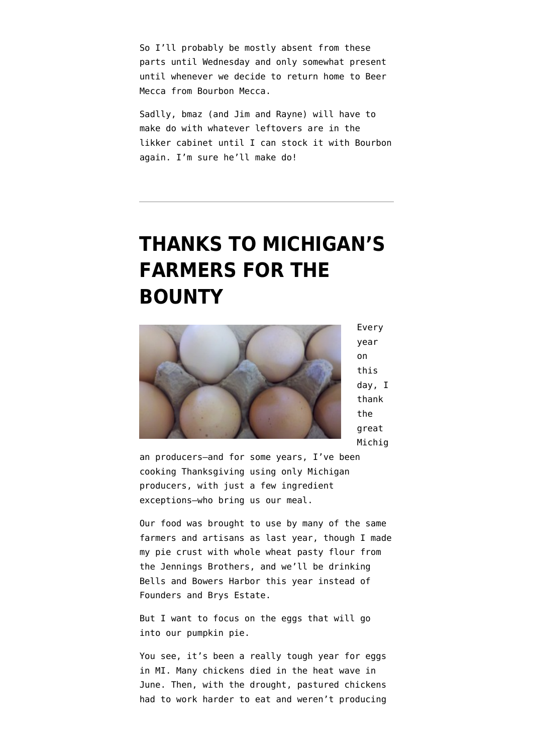So I'll probably be mostly absent from these parts until Wednesday and only somewhat present until whenever we decide to return home to Beer Mecca from Bourbon Mecca.

Sadlly, bmaz (and Jim and Rayne) will have to make do with whatever leftovers are in the likker cabinet until I can stock it with Bourbon again. I'm sure he'll make do!

---

# THANKS TO MICHIGAN'S FARMERS FOR THE BOUNTY

Every year on this day, I thank the great Michigan producers–and for some years, I've been cooking Thanksgiving using only Michigan producers, with just a few ingredient exceptions–who bring us our meal.

Our food was brought to use by many of the same farmers and artisans as last year, though I made my pie crust with whole wheat pasty flour from the Jennings Brothers, and we'll be drinking Bells and Bowers Harbor this year instead of Founders and Brys Estate.

But I want to focus on the eggs that will go into our pumpkin pie.

You see, it's been a really tough year for eggs in MI. Many chickens died in the heat wave in June. Then, with the drought, pastured chickens had to work harder to eat and weren't producing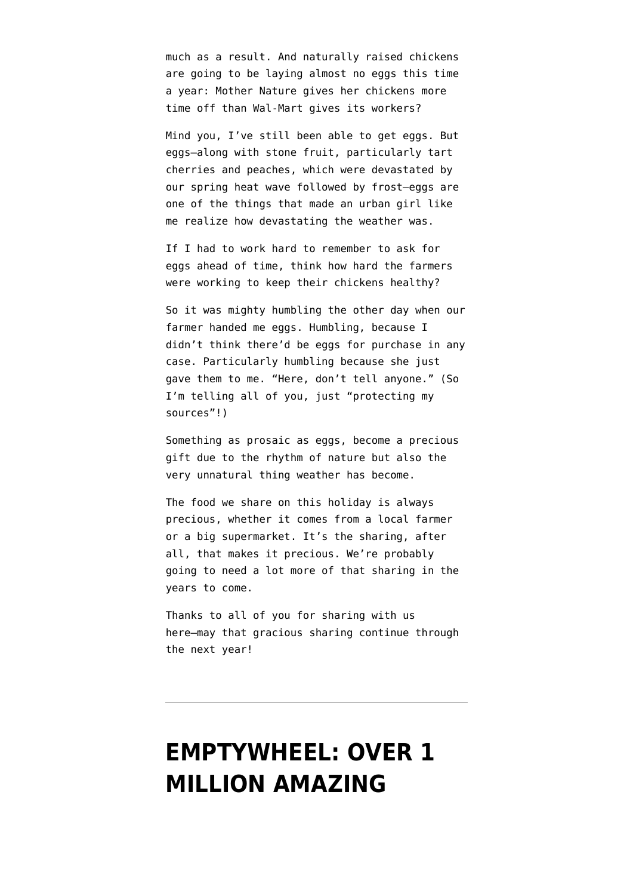much as a result. And naturally raised chickens are going to be laying almost no eggs this time a year: Mother Nature gives her chickens more time off than Wal-Mart gives its workers?

Mind you, I've still been able to get eggs. But eggs—along with stone fruit, particularly tart cherries and peaches, which were devastated by our spring heat wave followed by frost—eggs are one of the things that made an urban girl like me realize how devastating the weather was.

If I had to work hard to remember to ask for eggs ahead of time, think how hard the farmers were working to keep their chickens healthy?

So it was mighty humbling the other day when our farmer handed me eggs. Humbling, because I didn't think there'd be eggs for purchase in any case. Particularly humbling because she just gave them to me. "Here, don't tell anyone." (So I'm telling all of you, just "protecting my sources"!)

Something as prosaic as eggs, become a precious gift due to the rhythm of nature but also the very unnatural thing weather has become.

The food we share on this holiday is always precious, whether it comes from a local farmer or a big supermarket. It's the sharing, after all, that makes it precious. We're probably going to need a lot more of that sharing in the years to come.

Thanks to all of you for sharing with us here—may that gracious sharing continue through the next year!

---

# EMPTYWHEEL: OVER 1 MILLION AMAZING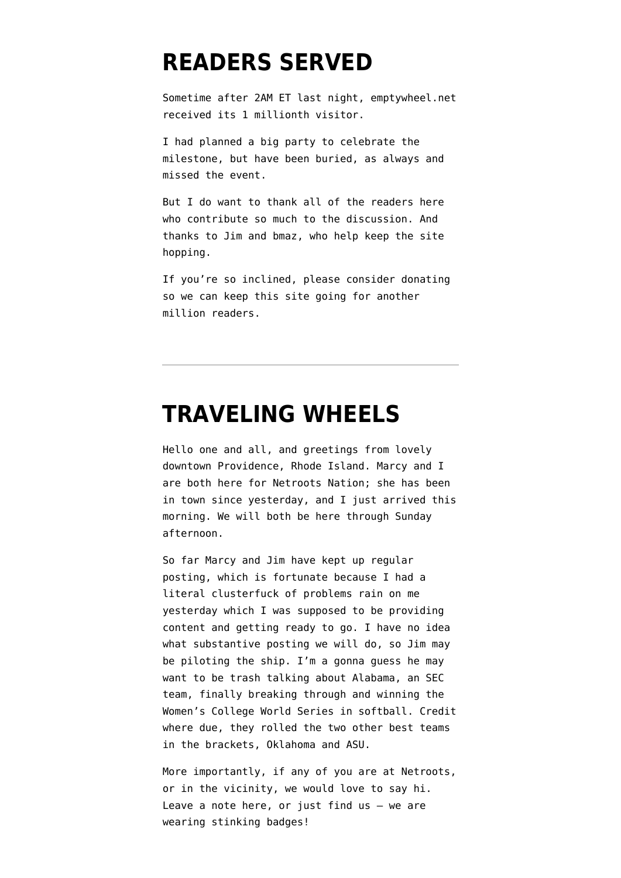# READERS SERVED

Sometime after 2AM ET last night, emptywheel.net received its 1 millionth visitor.

I had planned a big party to celebrate the milestone, but have been buried, as always and missed the event.

But I do want to thank all of the readers here who contribute so much to the discussion. And thanks to Jim and bmaz, who help keep the site hopping.

If you're so inclined, please consider donating so we can keep this site going for another million readers.

---

# TRAVELING WHEELS

Hello one and all, and greetings from lovely downtown Providence, Rhode Island. Marcy and I are both here for Netroots Nation; she has been in town since yesterday, and I just arrived this morning. We will both be here through Sunday afternoon.

So far Marcy and Jim have kept up regular posting, which is fortunate because I had a literal clusterfuck of problems rain on me yesterday which I was supposed to be providing content and getting ready to go. I have no idea what substantive posting we will do, so Jim may be piloting the ship. I'm a gonna guess he may want to be trash talking about Alabama, an SEC team, finally breaking through and winning the Women's College World Series in softball. Credit where due, they rolled the two other best teams in the brackets, Oklahoma and ASU.

More importantly, if any of you are at Netroots, or in the vicinity, we would love to say hi. Leave a note here, or just find us – we are wearing stinking badges!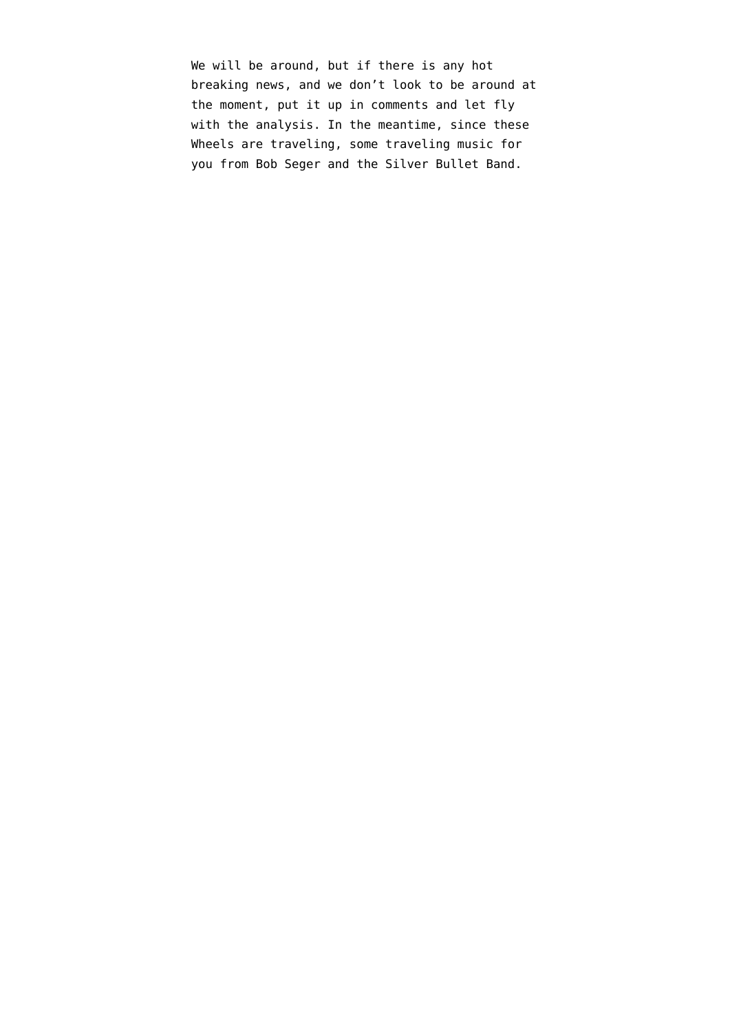We will be around, but if there is any hot breaking news, and we don't look to be around at the moment, put it up in comments and let fly with the analysis. In the meantime, since these Wheels are traveling, some traveling music for you from Bob Seger and the Silver Bullet Band.